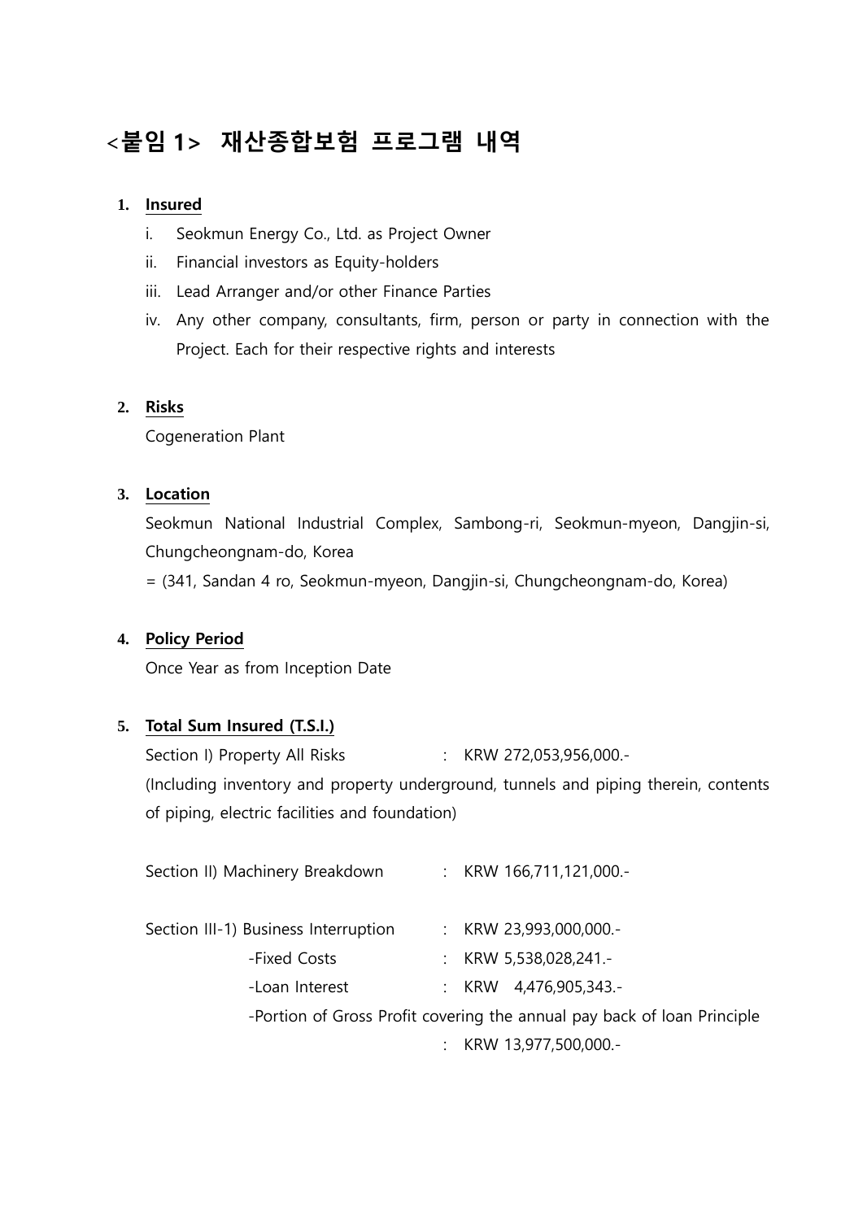# <붙임 1> 재산종합보험 프로그램 내역

**1. Insured**

i. Seokmun Energy Co., Ltd. as Project Owner

ii. Financial investors as Equity-holders

iii. Lead Arranger and/or other Finance Parties

iv. Any other company, consultants, firm, person or party in connection with the Project. Each for their respective rights and interests

**2. Risks**

Cogeneration Plant

**3. Location**

Seokmun National Industrial Complex, Sambong-ri, Seokmun-myeon, Dangjin-si, Chungcheongnam-do, Korea

= (341, Sandan 4 ro, Seokmun-myeon, Dangjin-si, Chungcheongnam-do, Korea)

**4. Policy Period**

Once Year as from Inception Date

**5. Total Sum Insured (T.S.I.)**

Section I) Property All Risks : KRW 272,053,956,000.-

(Including inventory and property underground, tunnels and piping therein, contents of piping, electric facilities and foundation)

Section II) Machinery Breakdown : KRW 166,711,121,000.-

Section III-1) Business Interruption : KRW 23,993,000,000.-

-Fixed Costs : KRW 5,538,028,241.-

-Loan Interest : KRW 4,476,905,343.-

-Portion of Gross Profit covering the annual pay back of loan Principle

: KRW 13,977,500,000.-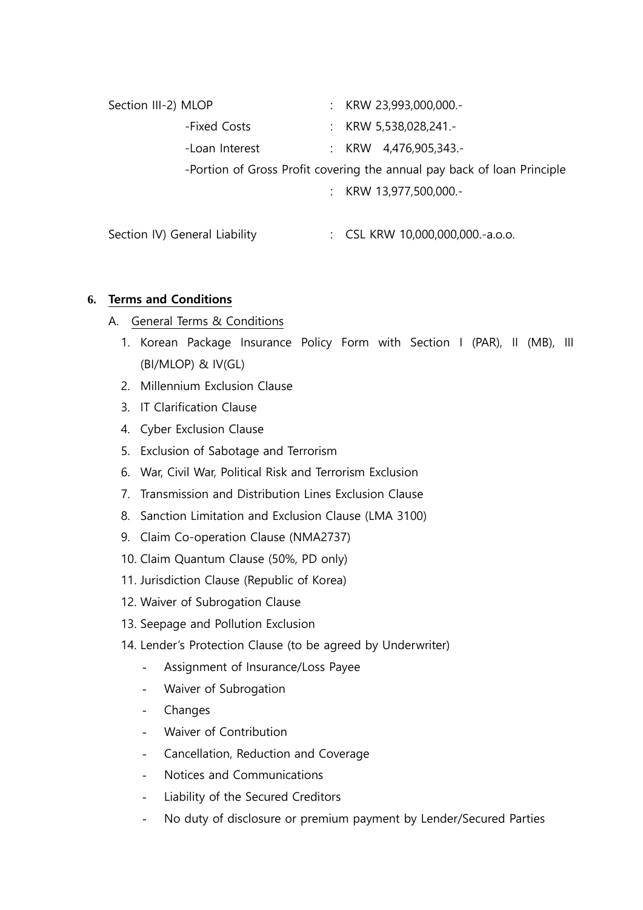Section III-2) MLOP : KRW 23,993,000,000.-

-Fixed Costs : KRW 5,538,028,241.-

-Loan Interest : KRW 4,476,905,343.-

-Portion of Gross Profit covering the annual pay back of loan Principle

: KRW 13,977,500,000.-

Section IV) General Liability : CSL KRW 10,000,000,000.-a.o.o.

6. **Terms and Conditions**

A. General Terms & Conditions

1. Korean Package Insurance Policy Form with Section I (PAR), II (MB), III (BI/MLOP) & IV(GL)
2. Millennium Exclusion Clause
3. IT Clarification Clause
4. Cyber Exclusion Clause
5. Exclusion of Sabotage and Terrorism
6. War, Civil War, Political Risk and Terrorism Exclusion
7. Transmission and Distribution Lines Exclusion Clause
8. Sanction Limitation and Exclusion Clause (LMA 3100)
9. Claim Co-operation Clause (NMA2737)
10. Claim Quantum Clause (50%, PD only)
11. Jurisdiction Clause (Republic of Korea)
12. Waiver of Subrogation Clause
13. Seepage and Pollution Exclusion
14. Lender's Protection Clause (to be agreed by Underwriter)
    - Assignment of Insurance/Loss Payee
    - Waiver of Subrogation
    - Changes
    - Waiver of Contribution
    - Cancellation, Reduction and Coverage
    - Notices and Communications
    - Liability of the Secured Creditors
    - No duty of disclosure or premium payment by Lender/Secured Parties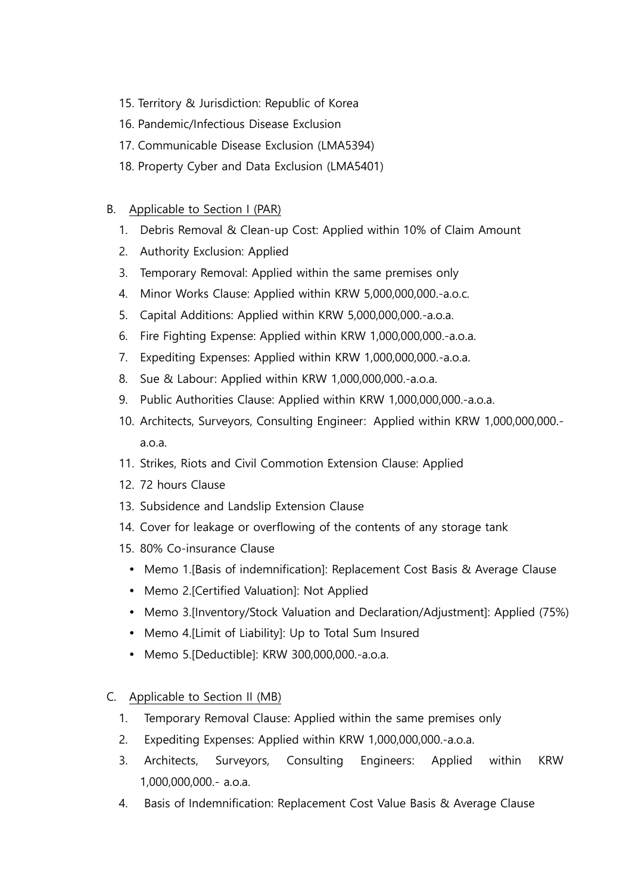15. Territory & Jurisdiction: Republic of Korea
16. Pandemic/Infectious Disease Exclusion
17. Communicable Disease Exclusion (LMA5394)
18. Property Cyber and Data Exclusion (LMA5401)

B. Applicable to Section I (PAR)

1. Debris Removal & Clean-up Cost: Applied within 10% of Claim Amount
2. Authority Exclusion: Applied
3. Temporary Removal: Applied within the same premises only
4. Minor Works Clause: Applied within KRW 5,000,000,000.-a.o.c.
5. Capital Additions: Applied within KRW 5,000,000,000.-a.o.a.
6. Fire Fighting Expense: Applied within KRW 1,000,000,000.-a.o.a.
7. Expediting Expenses: Applied within KRW 1,000,000,000.-a.o.a.
8. Sue & Labour: Applied within KRW 1,000,000,000.-a.o.a.
9. Public Authorities Clause: Applied within KRW 1,000,000,000.-a.o.a.
10. Architects, Surveyors, Consulting Engineer: Applied within KRW 1,000,000,000.-a.o.a.
11. Strikes, Riots and Civil Commotion Extension Clause: Applied
12. 72 hours Clause
13. Subsidence and Landslip Extension Clause
14. Cover for leakage or overflowing of the contents of any storage tank
15. 80% Co-insurance Clause
    - Memo 1.[Basis of indemnification]: Replacement Cost Basis & Average Clause
    - Memo 2.[Certified Valuation]: Not Applied
    - Memo 3.[Inventory/Stock Valuation and Declaration/Adjustment]: Applied (75%)
    - Memo 4.[Limit of Liability]: Up to Total Sum Insured
    - Memo 5.[Deductible]: KRW 300,000,000.-a.o.a.

C. Applicable to Section II (MB)

1. Temporary Removal Clause: Applied within the same premises only
2. Expediting Expenses: Applied within KRW 1,000,000,000.-a.o.a.
3. Architects, Surveyors, Consulting Engineers: Applied within KRW 1,000,000,000.- a.o.a.
4. Basis of Indemnification: Replacement Cost Value Basis & Average Clause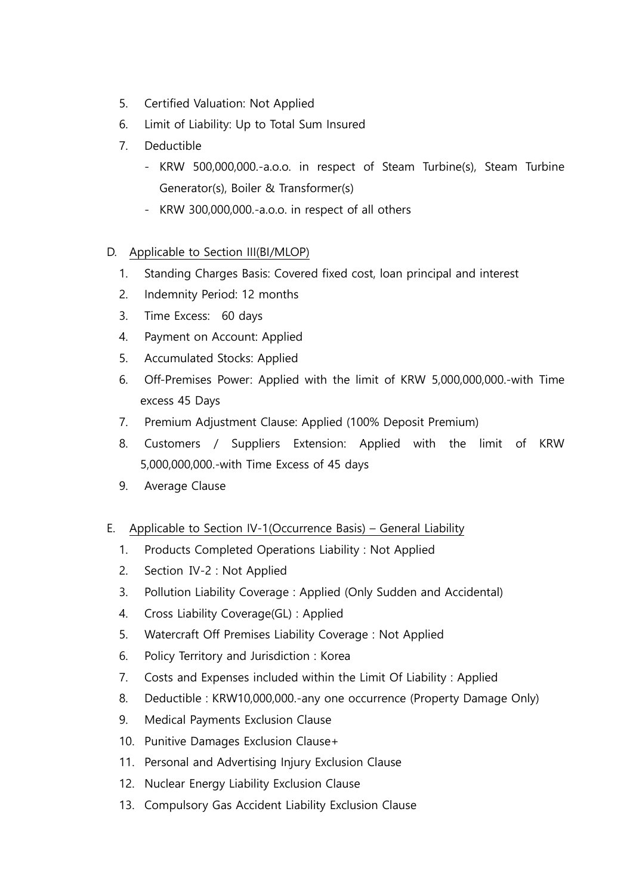5. Certified Valuation: Not Applied
6. Limit of Liability: Up to Total Sum Insured
7. Deductible
   - KRW 500,000,000.-a.o.o. in respect of Steam Turbine(s), Steam Turbine Generator(s), Boiler & Transformer(s)
   - KRW 300,000,000.-a.o.o. in respect of all others

D. <u>Applicable to Section III(BI/MLOP)</u>

1. Standing Charges Basis: Covered fixed cost, loan principal and interest
2. Indemnity Period: 12 months
3. Time Excess: 60 days
4. Payment on Account: Applied
5. Accumulated Stocks: Applied
6. Off-Premises Power: Applied with the limit of KRW 5,000,000,000.-with Time excess 45 Days
7. Premium Adjustment Clause: Applied (100% Deposit Premium)
8. Customers / Suppliers Extension: Applied with the limit of KRW 5,000,000,000.-with Time Excess of 45 days
9. Average Clause

E. <u>Applicable to Section IV-1(Occurrence Basis) – General Liability</u>

1. Products Completed Operations Liability : Not Applied
2. Section IV-2 : Not Applied
3. Pollution Liability Coverage : Applied (Only Sudden and Accidental)
4. Cross Liability Coverage(GL) : Applied
5. Watercraft Off Premises Liability Coverage : Not Applied
6. Policy Territory and Jurisdiction : Korea
7. Costs and Expenses included within the Limit Of Liability : Applied
8. Deductible : KRW10,000,000.-any one occurrence (Property Damage Only)
9. Medical Payments Exclusion Clause
10. Punitive Damages Exclusion Clause+
11. Personal and Advertising Injury Exclusion Clause
12. Nuclear Energy Liability Exclusion Clause
13. Compulsory Gas Accident Liability Exclusion Clause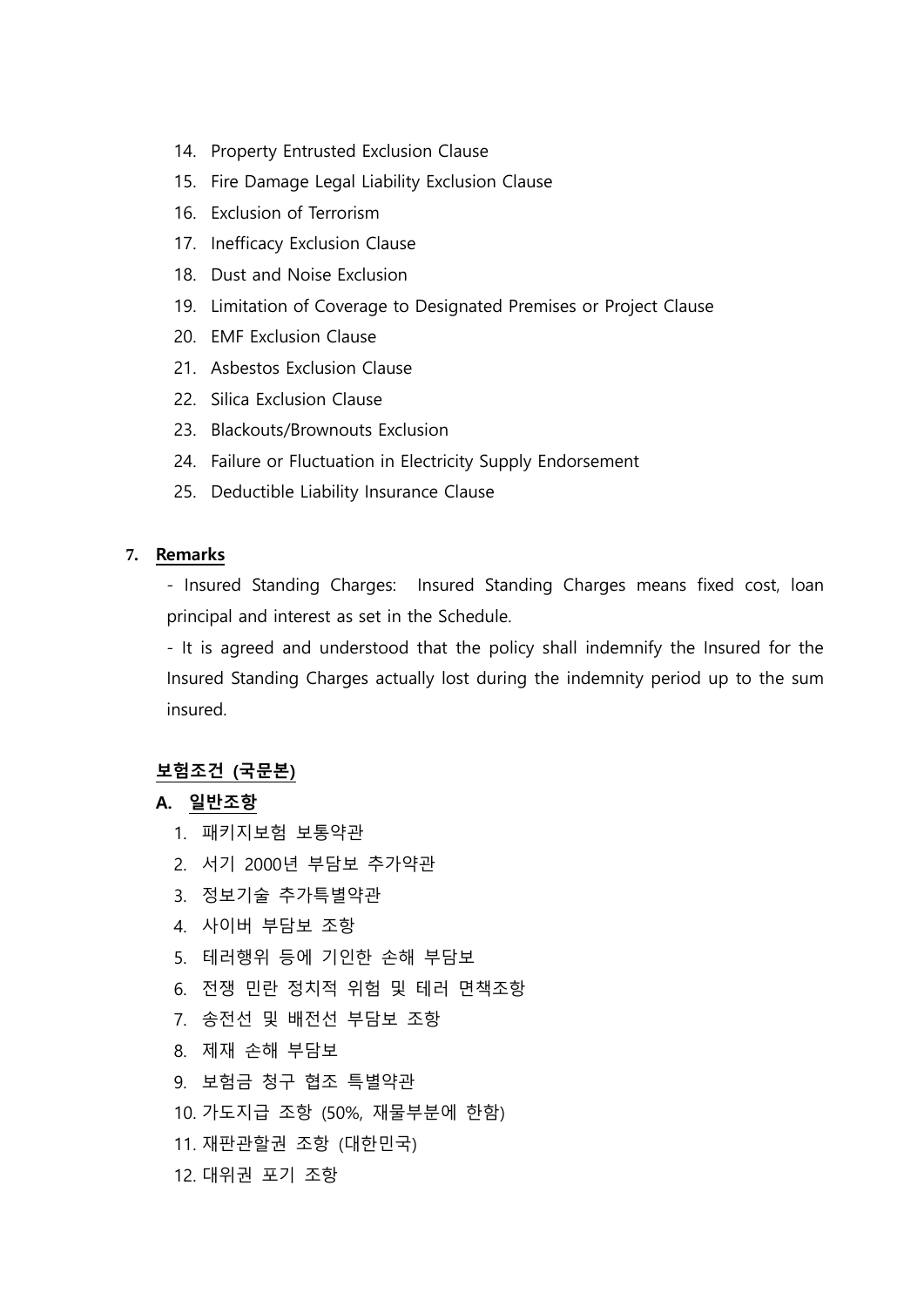14. Property Entrusted Exclusion Clause
15. Fire Damage Legal Liability Exclusion Clause
16. Exclusion of Terrorism
17. Inefficacy Exclusion Clause
18. Dust and Noise Exclusion
19. Limitation of Coverage to Designated Premises or Project Clause
20. EMF Exclusion Clause
21. Asbestos Exclusion Clause
22. Silica Exclusion Clause
23. Blackouts/Brownouts Exclusion
24. Failure or Fluctuation in Electricity Supply Endorsement
25. Deductible Liability Insurance Clause

**7. Remarks**

- Insured Standing Charges: Insured Standing Charges means fixed cost, loan principal and interest as set in the Schedule.
- It is agreed and understood that the policy shall indemnify the Insured for the Insured Standing Charges actually lost during the indemnity period up to the sum insured.

**보험조건 (국문본)**

**A. 일반조항**

1. 패키지보험 보통약관
2. 서기 2000년 부담보 추가약관
3. 정보기술 추가특별약관
4. 사이버 부담보 조항
5. 테러행위 등에 기인한 손해 부담보
6. 전쟁 민란 정치적 위험 및 테러 면책조항
7. 송전선 및 배전선 부담보 조항
8. 제재 손해 부담보
9. 보험금 청구 협조 특별약관
10. 가도지급 조항 (50%, 재물부분에 한함)
11. 재판관할권 조항 (대한민국)
12. 대위권 포기 조항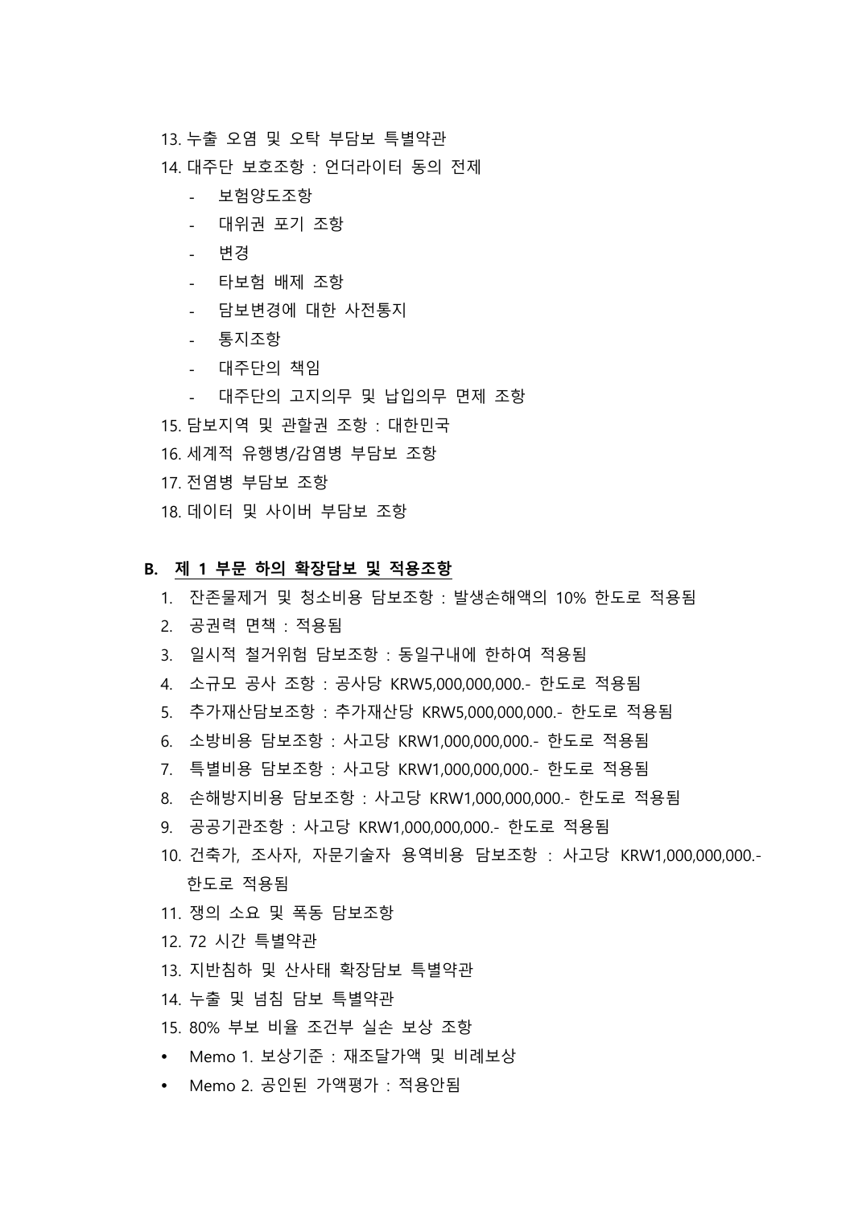13. 누출 오염 및 오탁 부담보 특별약관
14. 대주단 보호조항 : 언더라이터 동의 전제
    - 보험양도조항
    - 대위권 포기 조항
    - 변경
    - 타보험 배제 조항
    - 담보변경에 대한 사전통지
    - 통지조항
    - 대주단의 책임
    - 대주단의 고지의무 및 납입의무 면제 조항
15. 담보지역 및 관할권 조항 : 대한민국
16. 세계적 유행병/감염병 부담보 조항
17. 전염병 부담보 조항
18. 데이터 및 사이버 부담보 조항

**B. 제 1 부문 하의 확장담보 및 적용조항**

1. 잔존물제거 및 청소비용 담보조항 : 발생손해액의 10% 한도로 적용됨
2. 공권력 면책 : 적용됨
3. 일시적 철거위험 담보조항 : 동일구내에 한하여 적용됨
4. 소규모 공사 조항 : 공사당 KRW5,000,000,000.- 한도로 적용됨
5. 추가재산담보조항 : 추가재산당 KRW5,000,000,000.- 한도로 적용됨
6. 소방비용 담보조항 : 사고당 KRW1,000,000,000.- 한도로 적용됨
7. 특별비용 담보조항 : 사고당 KRW1,000,000,000.- 한도로 적용됨
8. 손해방지비용 담보조항 : 사고당 KRW1,000,000,000.- 한도로 적용됨
9. 공공기관조항 : 사고당 KRW1,000,000,000.- 한도로 적용됨
10. 건축가, 조사자, 자문기술자 용역비용 담보조항 : 사고당 KRW1,000,000,000.- 한도로 적용됨
11. 쟁의 소요 및 폭동 담보조항
12. 72 시간 특별약관
13. 지반침하 및 산사태 확장담보 특별약관
14. 누출 및 넘침 담보 특별약관
15. 80% 부보 비율 조건부 실손 보상 조항

- Memo 1. 보상기준 : 재조달가액 및 비례보상
- Memo 2. 공인된 가액평가 : 적용안됨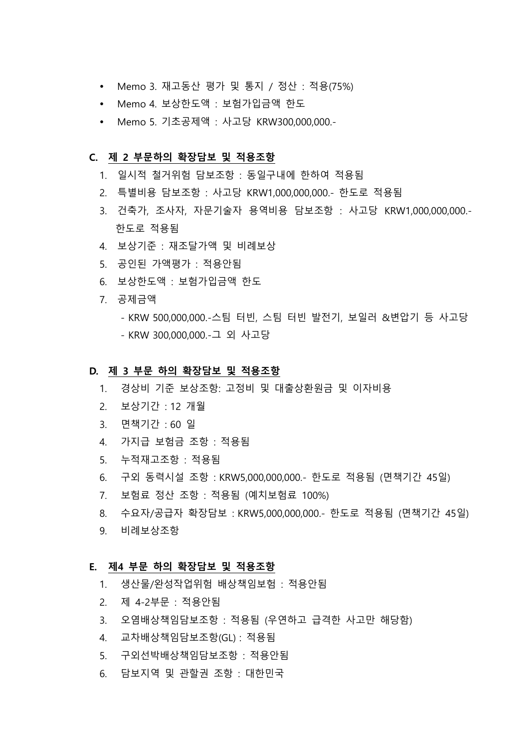- Memo 3. 재고동산 평가 및 통지 / 정산 : 적용(75%)
- Memo 4. 보상한도액 : 보험가입금액 한도
- Memo 5. 기초공제액 : 사고당 KRW300,000,000.-

### C. 제 2 부문하의 확장담보 및 적용조항

1. 일시적 철거위험 담보조항 : 동일구내에 한하여 적용됨
2. 특별비용 담보조항 : 사고당 KRW1,000,000,000.- 한도로 적용됨
3. 건축가, 조사자, 자문기술자 용역비용 담보조항 : 사고당 KRW1,000,000,000.- 한도로 적용됨
4. 보상기준 : 재조달가액 및 비례보상
5. 공인된 가액평가 : 적용안됨
6. 보상한도액 : 보험가입금액 한도
7. 공제금액
   - KRW 500,000,000.-스팀 터빈, 스팀 터빈 발전기, 보일러 &변압기 등 사고당
   - KRW 300,000,000.-그 외 사고당

### D. 제 3 부문 하의 확장담보 및 적용조항

1. 경상비 기준 보상조항: 고정비 및 대출상환원금 및 이자비용
2. 보상기간 : 12 개월
3. 면책기간 : 60 일
4. 가지급 보험금 조항 : 적용됨
5. 누적재고조항 : 적용됨
6. 구외 동력시설 조항 : KRW5,000,000,000.- 한도로 적용됨 (면책기간 45일)
7. 보험료 정산 조항 : 적용됨 (예치보험료 100%)
8. 수요자/공급자 확장담보 : KRW5,000,000,000.- 한도로 적용됨 (면책기간 45일)
9. 비례보상조항

### E. 제4 부문 하의 확장담보 및 적용조항

1. 생산물/완성작업위험 배상책임보험 : 적용안됨
2. 제 4-2부문 : 적용안됨
3. 오염배상책임담보조항 : 적용됨 (우연하고 급격한 사고만 해당함)
4. 교차배상책임담보조항(GL) : 적용됨
5. 구외선박배상책임담보조항 : 적용안됨
6. 담보지역 및 관할권 조항 : 대한민국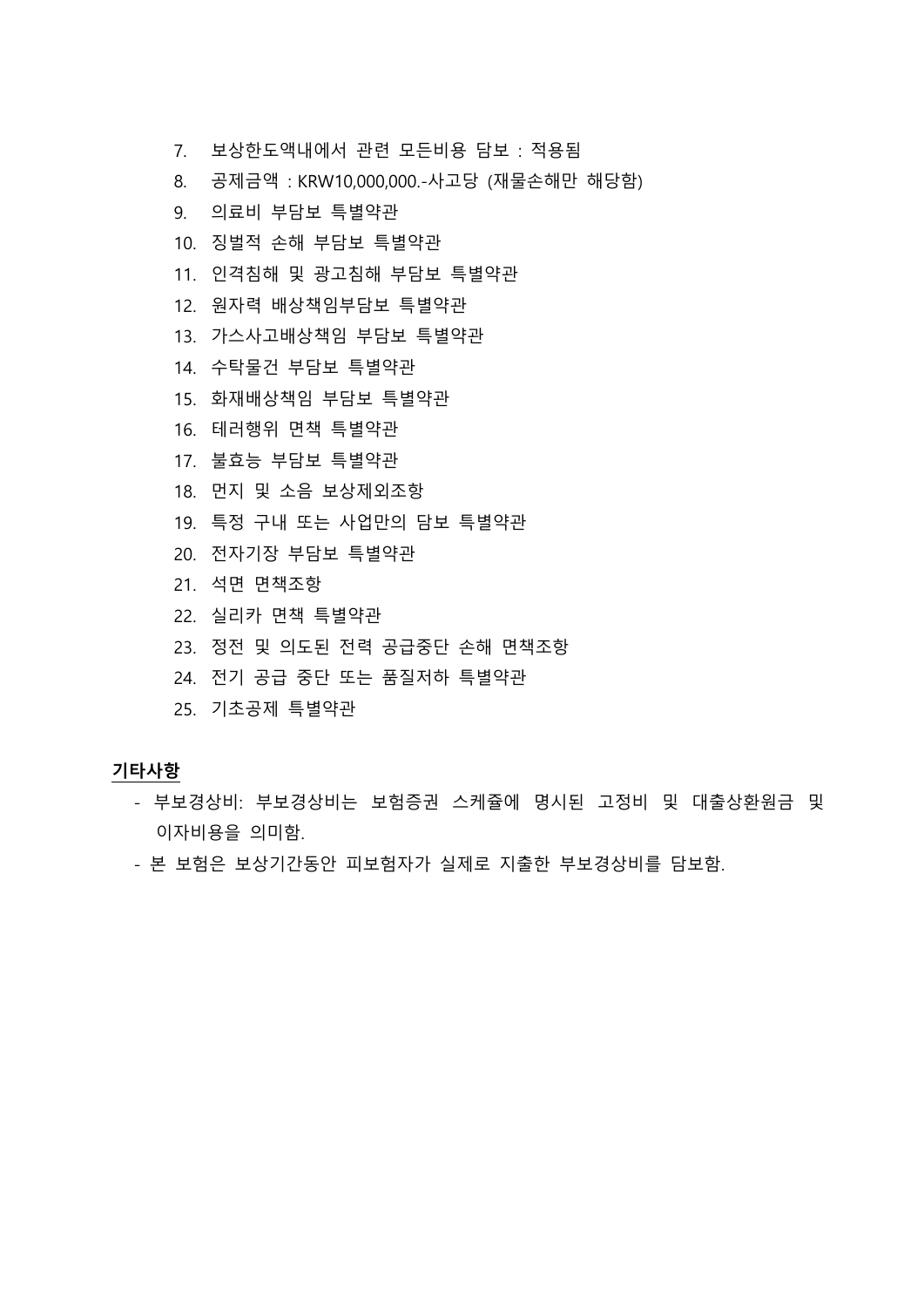7. 보상한도액내에서 관련 모든비용 담보 : 적용됨
8. 공제금액 : KRW10,000,000.-사고당 (재물손해만 해당함)
9. 의료비 부담보 특별약관
10. 징벌적 손해 부담보 특별약관
11. 인격침해 및 광고침해 부담보 특별약관
12. 원자력 배상책임부담보 특별약관
13. 가스사고배상책임 부담보 특별약관
14. 수탁물건 부담보 특별약관
15. 화재배상책임 부담보 특별약관
16. 테러행위 면책 특별약관
17. 불효능 부담보 특별약관
18. 먼지 및 소음 보상제외조항
19. 특정 구내 또는 사업만의 담보 특별약관
20. 전자기장 부담보 특별약관
21. 석면 면책조항
22. 실리카 면책 특별약관
23. 정전 및 의도된 전력 공급중단 손해 면책조항
24. 전기 공급 중단 또는 품질저하 특별약관
25. 기초공제 특별약관

**기타사항**

- 부보경상비: 부보경상비는 보험증권 스케쥴에 명시된 고정비 및 대출상환원금 및 이자비용을 의미함.
- 본 보험은 보상기간동안 피보험자가 실제로 지출한 부보경상비를 담보함.